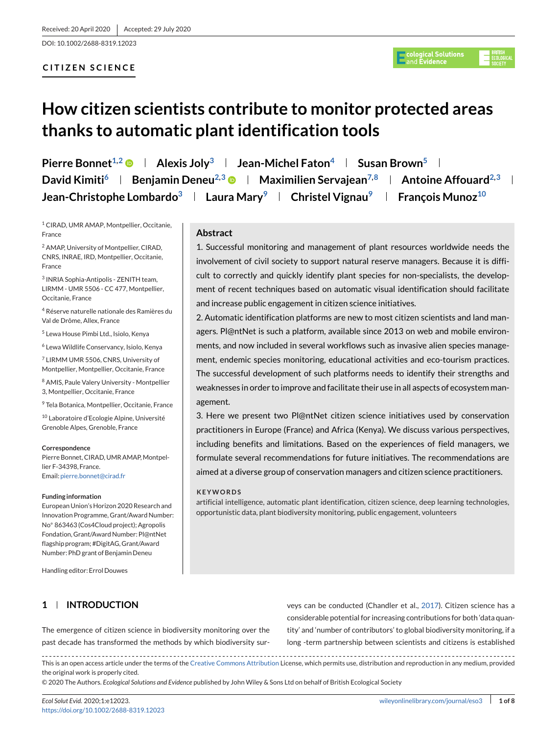Received: 20 April 2020 | Accepted: 29 July 2020

DOI: 10.1002/2688-8319.12023

**CITIZEN SCIENCE**

# How citizen scientists contribute to monitor protected areas thanks to automatic plant identification tools

**Pierre Bonnet**[1,2] | **Alexis Joly**[3] | **Jean-Michel Faton**[4] | **Susan Brown**[5] | **David Kimiti**[6] | **Benjamin Deneu**[2,3] | **Maximilien Servajean**[7,8] | **Antoine Affouard**[2,3] | **Jean-Christophe Lombardo**[3] | **Laura Mary**[9] | **Christel Vignau**[9] | **François Munoz**[10]

[1] CIRAD, UMR AMAP, Montpellier, Occitanie, France

[2] AMAP, University of Montpellier, CIRAD, CNRS, INRAE, IRD, Montpellier, Occitanie, France

[3] INRIA Sophia-Antipolis - ZENITH team, LIRMM - UMR 5506 - CC 477, Montpellier, Occitanie, France

[4] Réserve naturelle nationale des Ramières du Val de Drôme, Allex, France

[5] Lewa House Pimbi Ltd., Isiolo, Kenya

[6] Lewa Wildlife Conservancy, Isiolo, Kenya

[7] LIRMM UMR 5506, CNRS, University of Montpellier, Montpellier, Occitanie, France

[8] AMIS, Paule Valery University - Montpellier 3, Montpellier, Occitanie, France

[9] Tela Botanica, Montpellier, Occitanie, France

[10] Laboratoire d'Ecologie Alpine, Université Grenoble Alpes, Grenoble, France

**Correspondence**

Pierre Bonnet, CIRAD, UMR AMAP, Montpellier F-34398, France.

Email: pierre.bonnet@cirad.fr

**Funding information**

European Union's Horizon 2020 Research and Innovation Programme, Grant/Award Number: No° 863463 (Cos4Cloud project); Agropolis Fondation, Grant/Award Number: Pl@ntNet flagship program; #DigitAG, Grant/Award Number: PhD grant of Benjamin Deneu

Handling editor: Errol Douwes

## Abstract

1. Successful monitoring and management of plant resources worldwide needs the involvement of civil society to support natural reserve managers. Because it is difficult to correctly and quickly identify plant species for non-specialists, the development of recent techniques based on automatic visual identification should facilitate and increase public engagement in citizen science initiatives.

2. Automatic identification platforms are new to most citizen scientists and land managers. Pl@ntNet is such a platform, available since 2013 on web and mobile environments, and now included in several workflows such as invasive alien species management, endemic species monitoring, educational activities and eco-tourism practices. The successful development of such platforms needs to identify their strengths and weaknesses in order to improve and facilitate their use in all aspects of ecosystem management.

3. Here we present two Pl@ntNet citizen science initiatives used by conservation practitioners in Europe (France) and Africa (Kenya). We discuss various perspectives, including benefits and limitations. Based on the experiences of field managers, we formulate several recommendations for future initiatives. The recommendations are aimed at a diverse group of conservation managers and citizen science practitioners.

**KEYWORDS**

artificial intelligence, automatic plant identification, citizen science, deep learning technologies, opportunistic data, plant biodiversity monitoring, public engagement, volunteers

## 1 | INTRODUCTION

The emergence of citizen science in biodiversity monitoring over the past decade has transformed the methods by which biodiversity surveys can be conducted (Chandler et al., 2017). Citizen science has a considerable potential for increasing contributions for both 'data quantity' and 'number of contributors' to global biodiversity monitoring, if a long -term partnership between scientists and citizens is established

This is an open access article under the terms of the Creative Commons Attribution License, which permits use, distribution and reproduction in any medium, provided the original work is properly cited.

© 2020 The Authors. *Ecological Solutions and Evidence* published by John Wiley & Sons Ltd on behalf of British Ecological Society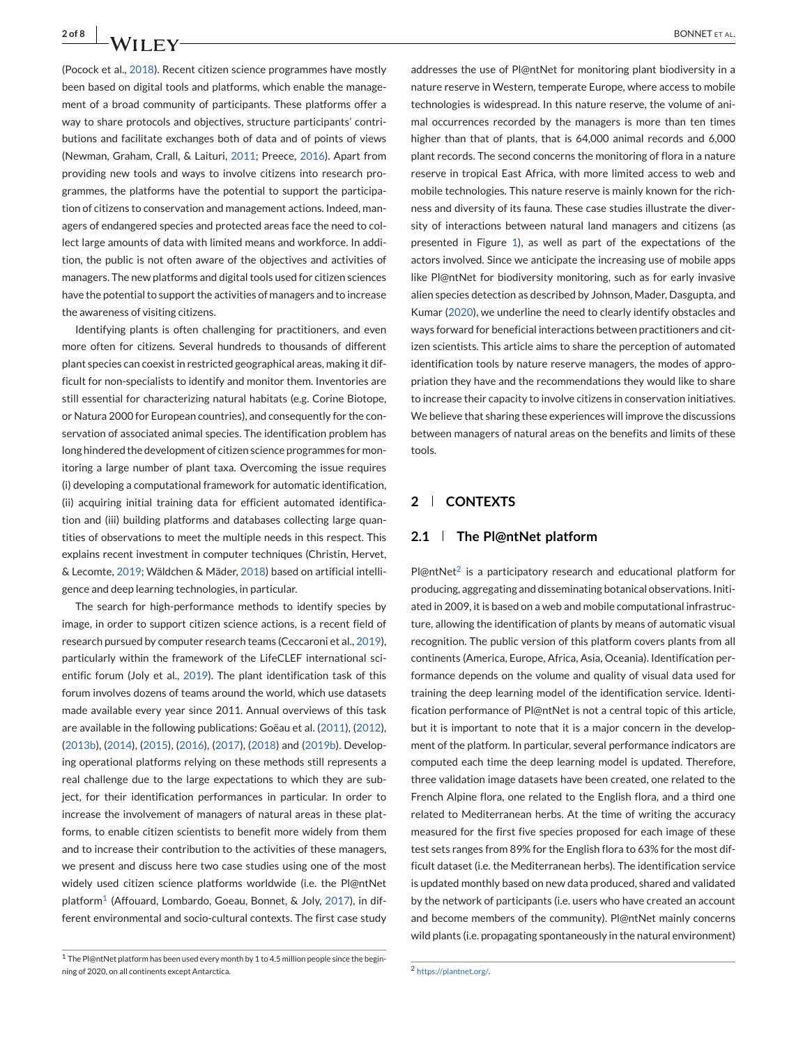(Pocock et al., 2018). Recent citizen science programmes have mostly been based on digital tools and platforms, which enable the management of a broad community of participants. These platforms offer a way to share protocols and objectives, structure participants' contributions and facilitate exchanges both of data and of points of views (Newman, Graham, Crall, & Laituri, 2011; Preece, 2016). Apart from providing new tools and ways to involve citizens into research programmes, the platforms have the potential to support the participation of citizens to conservation and management actions. Indeed, managers of endangered species and protected areas face the need to collect large amounts of data with limited means and workforce. In addition, the public is not often aware of the objectives and activities of managers. The new platforms and digital tools used for citizen sciences have the potential to support the activities of managers and to increase the awareness of visiting citizens.

Identifying plants is often challenging for practitioners, and even more often for citizens. Several hundreds to thousands of different plant species can coexist in restricted geographical areas, making it difficult for non-specialists to identify and monitor them. Inventories are still essential for characterizing natural habitats (e.g. Corine Biotope, or Natura 2000 for European countries), and consequently for the conservation of associated animal species. The identification problem has long hindered the development of citizen science programmes for monitoring a large number of plant taxa. Overcoming the issue requires (i) developing a computational framework for automatic identification, (ii) acquiring initial training data for efficient automated identification and (iii) building platforms and databases collecting large quantities of observations to meet the multiple needs in this respect. This explains recent investment in computer techniques (Christin, Hervet, & Lecomte, 2019; Wäldchen & Mäder, 2018) based on artificial intelligence and deep learning technologies, in particular.

The search for high-performance methods to identify species by image, in order to support citizen science actions, is a recent field of research pursued by computer research teams (Ceccaroni et al., 2019), particularly within the framework of the LifeCLEF international scientific forum (Joly et al., 2019). The plant identification task of this forum involves dozens of teams around the world, which use datasets made available every year since 2011. Annual overviews of this task are available in the following publications: Goëau et al. (2011), (2012), (2013b), (2014), (2015), (2016), (2017), (2018) and (2019b). Developing operational platforms relying on these methods still represents a real challenge due to the large expectations to which they are subject, for their identification performances in particular. In order to increase the involvement of managers of natural areas in these platforms, to enable citizen scientists to benefit more widely from them and to increase their contribution to the activities of these managers, we present and discuss here two case studies using one of the most widely used citizen science platforms worldwide (i.e. the Pl@ntNet platform[1] (Affouard, Lombardo, Goeau, Bonnet, & Joly, 2017), in different environmental and socio-cultural contexts. The first case study addresses the use of Pl@ntNet for monitoring plant biodiversity in a nature reserve in Western, temperate Europe, where access to mobile technologies is widespread. In this nature reserve, the volume of animal occurrences recorded by the managers is more than ten times higher than that of plants, that is 64,000 animal records and 6,000 plant records. The second concerns the monitoring of flora in a nature reserve in tropical East Africa, with more limited access to web and mobile technologies. This nature reserve is mainly known for the richness and diversity of its fauna. These case studies illustrate the diversity of interactions between natural land managers and citizens (as presented in Figure 1), as well as part of the expectations of the actors involved. Since we anticipate the increasing use of mobile apps like Pl@ntNet for biodiversity monitoring, such as for early invasive alien species detection as described by Johnson, Mader, Dasgupta, and Kumar (2020), we underline the need to clearly identify obstacles and ways forward for beneficial interactions between practitioners and citizen scientists. This article aims to share the perception of automated identification tools by nature reserve managers, the modes of appropriation they have and the recommendations they would like to share to increase their capacity to involve citizens in conservation initiatives. We believe that sharing these experiences will improve the discussions between managers of natural areas on the benefits and limits of these tools.

## 2 | CONTEXTS

### 2.1 | The Pl@ntNet platform

Pl@ntNet[2] is a participatory research and educational platform for producing, aggregating and disseminating botanical observations. Initiated in 2009, it is based on a web and mobile computational infrastructure, allowing the identification of plants by means of automatic visual recognition. The public version of this platform covers plants from all continents (America, Europe, Africa, Asia, Oceania). Identification performance depends on the volume and quality of visual data used for training the deep learning model of the identification service. Identification performance of Pl@ntNet is not a central topic of this article, but it is important to note that it is a major concern in the development of the platform. In particular, several performance indicators are computed each time the deep learning model is updated. Therefore, three validation image datasets have been created, one related to the French Alpine flora, one related to the English flora, and a third one related to Mediterranean herbs. At the time of writing the accuracy measured for the first five species proposed for each image of these test sets ranges from 89% for the English flora to 63% for the most difficult dataset (i.e. the Mediterranean herbs). The identification service is updated monthly based on new data produced, shared and validated by the network of participants (i.e. users who have created an account and become members of the community). Pl@ntNet mainly concerns wild plants (i.e. propagating spontaneously in the natural environment)

[1] The Pl@ntNet platform has been used every month by 1 to 4.5 million people since the beginning of 2020, on all continents except Antarctica.

[2] https://plantnet.org/.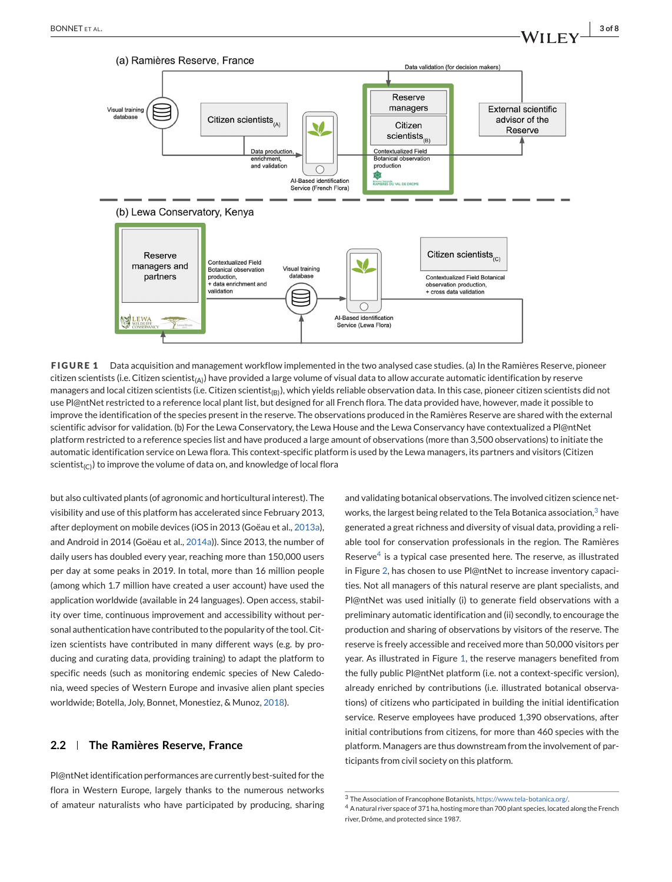**FIGURE 1** Data acquisition and management workflow implemented in the two analysed case studies. (a) In the Ramières Reserve, pioneer citizen scientists (i.e. Citizen scientist$_{(A)}$) have provided a large volume of visual data to allow accurate automatic identification by reserve managers and local citizen scientists (i.e. Citizen scientist$_{(B)}$), which yields reliable observation data. In this case, pioneer citizen scientists did not use Pl@ntNet restricted to a reference local plant list, but designed for all French flora. The data provided have, however, made it possible to improve the identification of the species present in the reserve. The observations produced in the Ramières Reserve are shared with the external scientific advisor for validation. (b) For the Lewa Conservatory, the Lewa House and the Lewa Conservancy have contextualized a Pl@ntNet platform restricted to a reference species list and have produced a large amount of observations (more than 3,500 observations) to initiate the automatic identification service on Lewa flora. This context-specific platform is used by the Lewa managers, its partners and visitors (Citizen scientist$_{(C)}$) to improve the volume of data on, and knowledge of local flora

but also cultivated plants (of agronomic and horticultural interest). The visibility and use of this platform has accelerated since February 2013, after deployment on mobile devices (iOS in 2013 (Goëau et al., 2013a), and Android in 2014 (Goëau et al., 2014a)). Since 2013, the number of daily users has doubled every year, reaching more than 150,000 users per day at some peaks in 2019. In total, more than 16 million people (among which 1.7 million have created a user account) have used the application worldwide (available in 24 languages). Open access, stability over time, continuous improvement and accessibility without personal authentication have contributed to the popularity of the tool. Citizen scientists have contributed in many different ways (e.g. by producing and curating data, providing training) to adapt the platform to specific needs (such as monitoring endemic species of New Caledonia, weed species of Western Europe and invasive alien plant species worldwide; Botella, Joly, Bonnet, Monestiez, & Munoz, 2018).

## 2.2 | The Ramières Reserve, France

Pl@ntNet identification performances are currently best-suited for the flora in Western Europe, largely thanks to the numerous networks of amateur naturalists who have participated by producing, sharing and validating botanical observations. The involved citizen science networks, the largest being related to the Tela Botanica association,[3] have generated a great richness and diversity of visual data, providing a reliable tool for conservation professionals in the region. The Ramières Reserve[4] is a typical case presented here. The reserve, as illustrated in Figure 2, has chosen to use Pl@ntNet to increase inventory capacities. Not all managers of this natural reserve are plant specialists, and Pl@ntNet was used initially (i) to generate field observations with a preliminary automatic identification and (ii) secondly, to encourage the production and sharing of observations by visitors of the reserve. The reserve is freely accessible and received more than 50,000 visitors per year. As illustrated in Figure 1, the reserve managers benefited from the fully public Pl@ntNet platform (i.e. not a context-specific version), already enriched by contributions (i.e. illustrated botanical observations) of citizens who participated in building the initial identification service. Reserve employees have produced 1,390 observations, after initial contributions from citizens, for more than 460 species with the platform. Managers are thus downstream from the involvement of participants from civil society on this platform.

[3] The Association of Francophone Botanists, https://www.tela-botanica.org/.

[4] A natural river space of 371 ha, hosting more than 700 plant species, located along the French river, Drôme, and protected since 1987.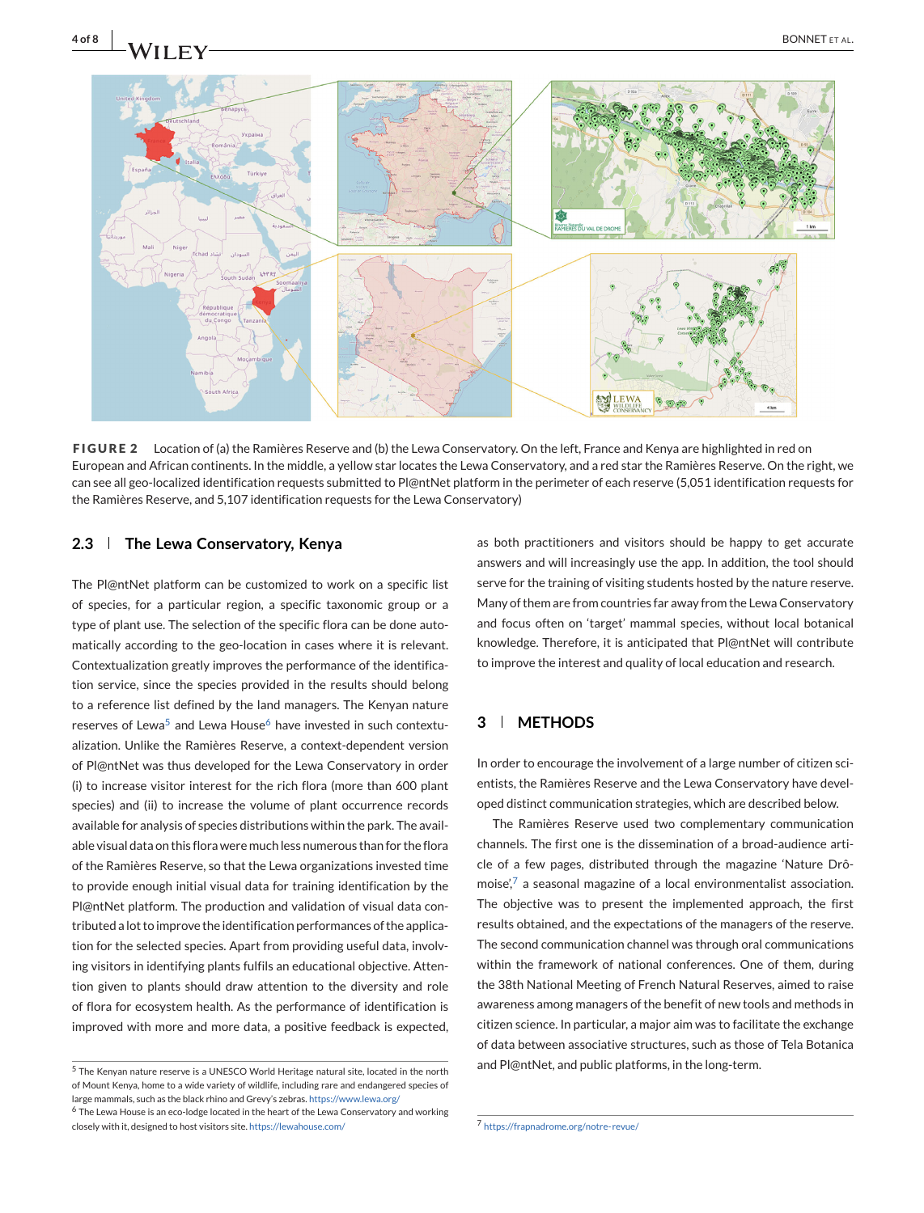FIGURE 2 Location of (a) the Ramières Reserve and (b) the Lewa Conservatory. On the left, France and Kenya are highlighted in red on European and African continents. In the middle, a yellow star locates the Lewa Conservatory, and a red star the Ramières Reserve. On the right, we can see all geo-localized identification requests submitted to Pl@ntNet platform in the perimeter of each reserve (5,051 identification requests for the Ramières Reserve, and 5,107 identification requests for the Lewa Conservatory)

## 2.3 | The Lewa Conservatory, Kenya

The Pl@ntNet platform can be customized to work on a specific list of species, for a particular region, a specific taxonomic group or a type of plant use. The selection of the specific flora can be done automatically according to the geo-location in cases where it is relevant. Contextualization greatly improves the performance of the identification service, since the species provided in the results should belong to a reference list defined by the land managers. The Kenyan nature reserves of Lewa[5] and Lewa House[6] have invested in such contextualization. Unlike the Ramières Reserve, a context-dependent version of Pl@ntNet was thus developed for the Lewa Conservatory in order (i) to increase visitor interest for the rich flora (more than 600 plant species) and (ii) to increase the volume of plant occurrence records available for analysis of species distributions within the park. The available visual data on this flora were much less numerous than for the flora of the Ramières Reserve, so that the Lewa organizations invested time to provide enough initial visual data for training identification by the Pl@ntNet platform. The production and validation of visual data contributed a lot to improve the identification performances of the application for the selected species. Apart from providing useful data, involving visitors in identifying plants fulfils an educational objective. Attention given to plants should draw attention to the diversity and role of flora for ecosystem health. As the performance of identification is improved with more and more data, a positive feedback is expected, as both practitioners and visitors should be happy to get accurate answers and will increasingly use the app. In addition, the tool should serve for the training of visiting students hosted by the nature reserve. Many of them are from countries far away from the Lewa Conservatory and focus often on 'target' mammal species, without local botanical knowledge. Therefore, it is anticipated that Pl@ntNet will contribute to improve the interest and quality of local education and research.

[5] The Kenyan nature reserve is a UNESCO World Heritage natural site, located in the north of Mount Kenya, home to a wide variety of wildlife, including rare and endangered species of large mammals, such as the black rhino and Grevy's zebras. https://www.lewa.org/

[6] The Lewa House is an eco-lodge located in the heart of the Lewa Conservatory and working closely with it, designed to host visitors site. https://lewahouse.com/

# 3 | METHODS

In order to encourage the involvement of a large number of citizen scientists, the Ramières Reserve and the Lewa Conservatory have developed distinct communication strategies, which are described below.

The Ramières Reserve used two complementary communication channels. The first one is the dissemination of a broad-audience article of a few pages, distributed through the magazine 'Nature Drômoise',[7] a seasonal magazine of a local environmentalist association. The objective was to present the implemented approach, the first results obtained, and the expectations of the managers of the reserve. The second communication channel was through oral communications within the framework of national conferences. One of them, during the 38th National Meeting of French Natural Reserves, aimed to raise awareness among managers of the benefit of new tools and methods in citizen science. In particular, a major aim was to facilitate the exchange of data between associative structures, such as those of Tela Botanica and Pl@ntNet, and public platforms, in the long-term.

[7] https://frapnadrome.org/notre-revue/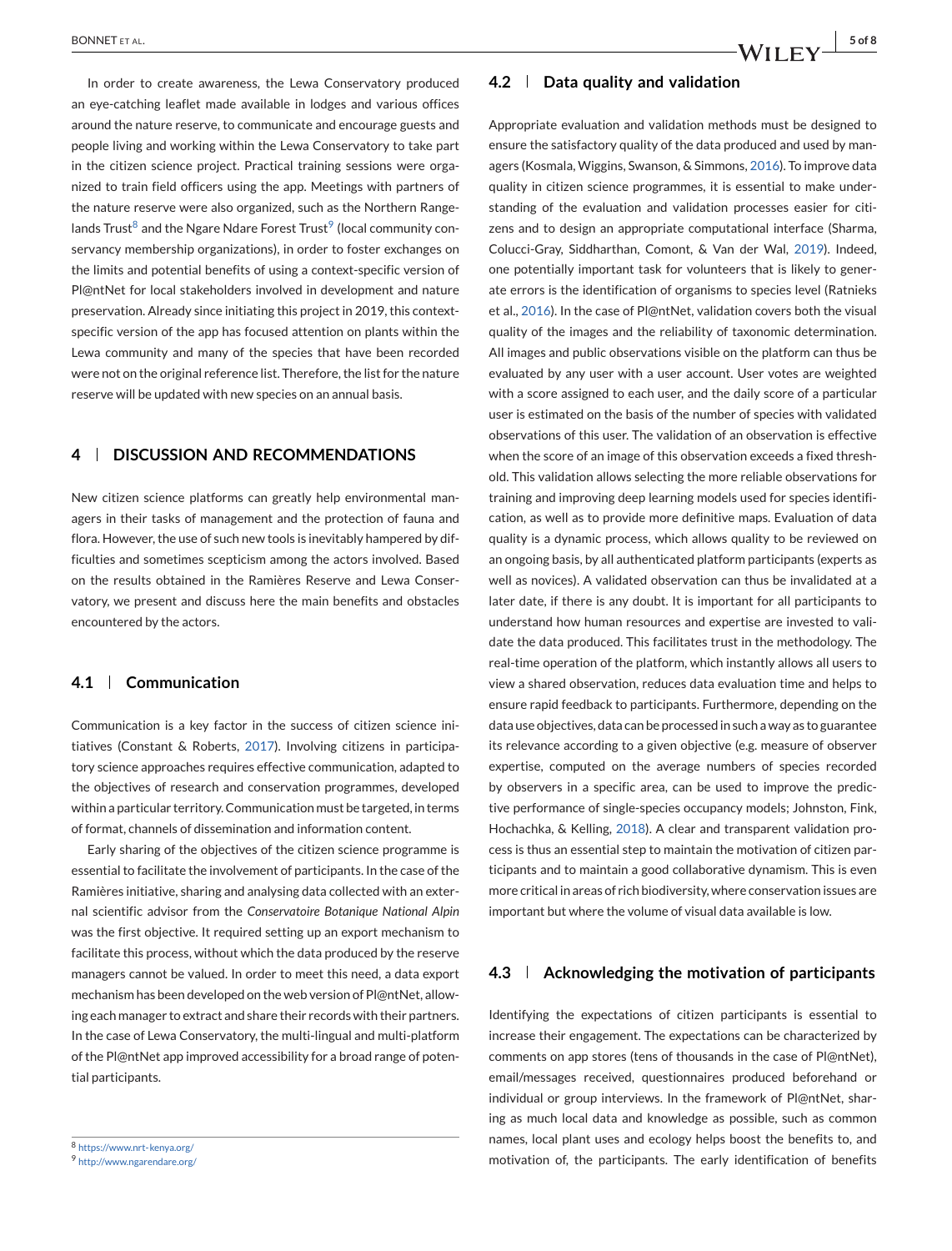In order to create awareness, the Lewa Conservatory produced an eye-catching leaflet made available in lodges and various offices around the nature reserve, to communicate and encourage guests and people living and working within the Lewa Conservatory to take part in the citizen science project. Practical training sessions were organized to train field officers using the app. Meetings with partners of the nature reserve were also organized, such as the Northern Rangelands Trust[8] and the Ngare Ndare Forest Trust[9] (local community conservancy membership organizations), in order to foster exchanges on the limits and potential benefits of using a context-specific version of Pl@ntNet for local stakeholders involved in development and nature preservation. Already since initiating this project in 2019, this context-specific version of the app has focused attention on plants within the Lewa community and many of the species that have been recorded were not on the original reference list. Therefore, the list for the nature reserve will be updated with new species on an annual basis.

## 4 | DISCUSSION AND RECOMMENDATIONS

New citizen science platforms can greatly help environmental managers in their tasks of management and the protection of fauna and flora. However, the use of such new tools is inevitably hampered by difficulties and sometimes scepticism among the actors involved. Based on the results obtained in the Ramières Reserve and Lewa Conservatory, we present and discuss here the main benefits and obstacles encountered by the actors.

### 4.1 | Communication

Communication is a key factor in the success of citizen science initiatives (Constant & Roberts, 2017). Involving citizens in participatory science approaches requires effective communication, adapted to the objectives of research and conservation programmes, developed within a particular territory. Communication must be targeted, in terms of format, channels of dissemination and information content.

Early sharing of the objectives of the citizen science programme is essential to facilitate the involvement of participants. In the case of the Ramières initiative, sharing and analysing data collected with an external scientific advisor from the *Conservatoire Botanique National Alpin* was the first objective. It required setting up an export mechanism to facilitate this process, without which the data produced by the reserve managers cannot be valued. In order to meet this need, a data export mechanism has been developed on the web version of Pl@ntNet, allowing each manager to extract and share their records with their partners. In the case of Lewa Conservatory, the multi-lingual and multi-platform of the Pl@ntNet app improved accessibility for a broad range of potential participants.

[8] https://www.nrt-kenya.org/

[9] http://www.ngarendare.org/

### 4.2 | Data quality and validation

Appropriate evaluation and validation methods must be designed to ensure the satisfactory quality of the data produced and used by managers (Kosmala, Wiggins, Swanson, & Simmons, 2016). To improve data quality in citizen science programmes, it is essential to make understanding of the evaluation and validation processes easier for citizens and to design an appropriate computational interface (Sharma, Colucci-Gray, Siddharthan, Comont, & Van der Wal, 2019). Indeed, one potentially important task for volunteers that is likely to generate errors is the identification of organisms to species level (Ratnieks et al., 2016). In the case of Pl@ntNet, validation covers both the visual quality of the images and the reliability of taxonomic determination. All images and public observations visible on the platform can thus be evaluated by any user with a user account. User votes are weighted with a score assigned to each user, and the daily score of a particular user is estimated on the basis of the number of species with validated observations of this user. The validation of an observation is effective when the score of an image of this observation exceeds a fixed threshold. This validation allows selecting the more reliable observations for training and improving deep learning models used for species identification, as well as to provide more definitive maps. Evaluation of data quality is a dynamic process, which allows quality to be reviewed on an ongoing basis, by all authenticated platform participants (experts as well as novices). A validated observation can thus be invalidated at a later date, if there is any doubt. It is important for all participants to understand how human resources and expertise are invested to validate the data produced. This facilitates trust in the methodology. The real-time operation of the platform, which instantly allows all users to view a shared observation, reduces data evaluation time and helps to ensure rapid feedback to participants. Furthermore, depending on the data use objectives, data can be processed in such a way as to guarantee its relevance according to a given objective (e.g. measure of observer expertise, computed on the average numbers of species recorded by observers in a specific area, can be used to improve the predictive performance of single-species occupancy models; Johnston, Fink, Hochachka, & Kelling, 2018). A clear and transparent validation process is thus an essential step to maintain the motivation of citizen participants and to maintain a good collaborative dynamism. This is even more critical in areas of rich biodiversity, where conservation issues are important but where the volume of visual data available is low.

### 4.3 | Acknowledging the motivation of participants

Identifying the expectations of citizen participants is essential to increase their engagement. The expectations can be characterized by comments on app stores (tens of thousands in the case of Pl@ntNet), email/messages received, questionnaires produced beforehand or individual or group interviews. In the framework of Pl@ntNet, sharing as much local data and knowledge as possible, such as common names, local plant uses and ecology helps boost the benefits to, and motivation of, the participants. The early identification of benefits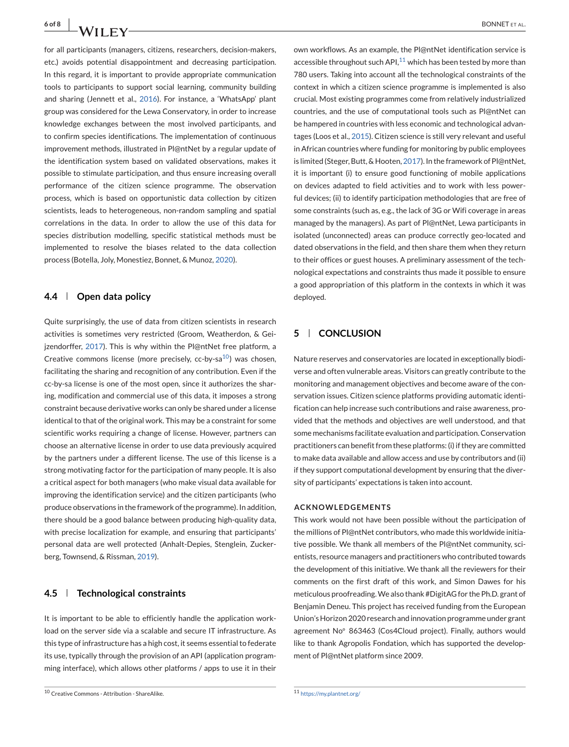for all participants (managers, citizens, researchers, decision-makers, etc.) avoids potential disappointment and decreasing participation. In this regard, it is important to provide appropriate communication tools to participants to support social learning, community building and sharing (Jennett et al., 2016). For instance, a 'WhatsApp' plant group was considered for the Lewa Conservatory, in order to increase knowledge exchanges between the most involved participants, and to confirm species identifications. The implementation of continuous improvement methods, illustrated in Pl@ntNet by a regular update of the identification system based on validated observations, makes it possible to stimulate participation, and thus ensure increasing overall performance of the citizen science programme. The observation process, which is based on opportunistic data collection by citizen scientists, leads to heterogeneous, non-random sampling and spatial correlations in the data. In order to allow the use of this data for species distribution modelling, specific statistical methods must be implemented to resolve the biases related to the data collection process (Botella, Joly, Monestiez, Bonnet, & Munoz, 2020).

### 4.4 | Open data policy

Quite surprisingly, the use of data from citizen scientists in research activities is sometimes very restricted (Groom, Weatherdon, & Geijzendorffer, 2017). This is why within the Pl@ntNet free platform, a Creative commons license (more precisely, cc-by-sa[10]) was chosen, facilitating the sharing and recognition of any contribution. Even if the cc-by-sa license is one of the most open, since it authorizes the sharing, modification and commercial use of this data, it imposes a strong constraint because derivative works can only be shared under a license identical to that of the original work. This may be a constraint for some scientific works requiring a change of license. However, partners can choose an alternative license in order to use data previously acquired by the partners under a different license. The use of this license is a strong motivating factor for the participation of many people. It is also a critical aspect for both managers (who make visual data available for improving the identification service) and the citizen participants (who produce observations in the framework of the programme). In addition, there should be a good balance between producing high-quality data, with precise localization for example, and ensuring that participants' personal data are well protected (Anhalt-Depies, Stenglein, Zuckerberg, Townsend, & Rissman, 2019).

### 4.5 | Technological constraints

It is important to be able to efficiently handle the application workload on the server side via a scalable and secure IT infrastructure. As this type of infrastructure has a high cost, it seems essential to federate its use, typically through the provision of an API (application programming interface), which allows other platforms / apps to use it in their own workflows. As an example, the Pl@ntNet identification service is accessible throughout such API,[11] which has been tested by more than 780 users. Taking into account all the technological constraints of the context in which a citizen science programme is implemented is also crucial. Most existing programmes come from relatively industrialized countries, and the use of computational tools such as Pl@ntNet can be hampered in countries with less economic and technological advantages (Loos et al., 2015). Citizen science is still very relevant and useful in African countries where funding for monitoring by public employees is limited (Steger, Butt, & Hooten, 2017). In the framework of Pl@ntNet, it is important (i) to ensure good functioning of mobile applications on devices adapted to field activities and to work with less powerful devices; (ii) to identify participation methodologies that are free of some constraints (such as, e.g., the lack of 3G or Wifi coverage in areas managed by the managers). As part of Pl@ntNet, Lewa participants in isolated (unconnected) areas can produce correctly geo-located and dated observations in the field, and then share them when they return to their offices or guest houses. A preliminary assessment of the technological expectations and constraints thus made it possible to ensure a good appropriation of this platform in the contexts in which it was deployed.

## 5 | CONCLUSION

Nature reserves and conservatories are located in exceptionally biodiverse and often vulnerable areas. Visitors can greatly contribute to the monitoring and management objectives and become aware of the conservation issues. Citizen science platforms providing automatic identification can help increase such contributions and raise awareness, provided that the methods and objectives are well understood, and that some mechanisms facilitate evaluation and participation. Conservation practitioners can benefit from these platforms: (i) if they are committed to make data available and allow access and use by contributors and (ii) if they support computational development by ensuring that the diversity of participants' expectations is taken into account.

#### ACKNOWLEDGEMENTS

This work would not have been possible without the participation of the millions of Pl@ntNet contributors, who made this worldwide initiative possible. We thank all members of the Pl@ntNet community, scientists, resource managers and practitioners who contributed towards the development of this initiative. We thank all the reviewers for their comments on the first draft of this work, and Simon Dawes for his meticulous proofreading. We also thank #DigitAG for the Ph.D. grant of Benjamin Deneu. This project has received funding from the European Union's Horizon 2020 research and innovation programme under grant agreement N° 863463 (Cos4Cloud project). Finally, authors would like to thank Agropolis Fondation, which has supported the development of Pl@ntNet platform since 2009.

[10] Creative Commons - Attribution - ShareAlike.

[11] https://my.plantnet.org/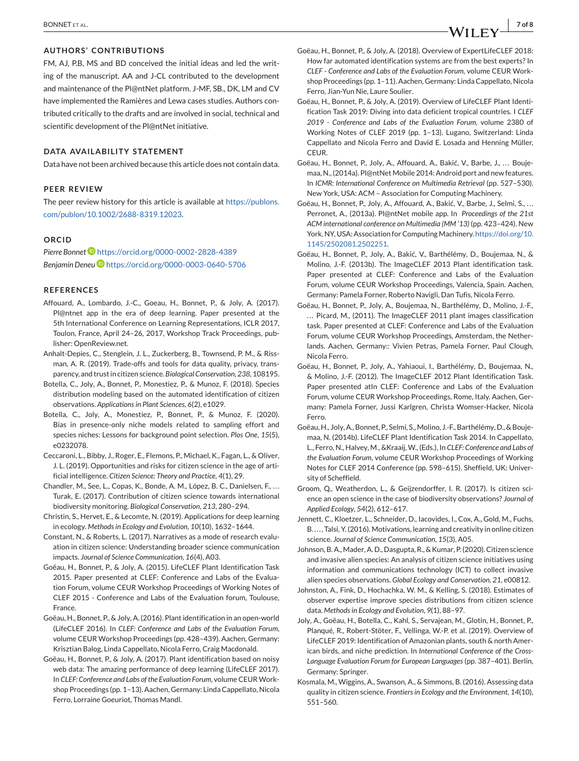## AUTHORS' CONTRIBUTIONS

FM, AJ, P.B, MS and BD conceived the initial ideas and led the writing of the manuscript. AA and J-CL contributed to the development and maintenance of the Pl@ntNet platform. J-MF, SB., DK, LM and CV have implemented the Ramières and Lewa cases studies. Authors contributed critically to the drafts and are involved in social, technical and scientific development of the Pl@ntNet initiative.

## DATA AVAILABILITY STATEMENT

Data have not been archived because this article does not contain data.

## PEER REVIEW

The peer review history for this article is available at https://publons.com/publon/10.1002/2688-8319.12023.

## ORCID

*Pierre Bonnet* https://orcid.org/0000-0002-2828-4389
*Benjamin Deneu* https://orcid.org/0000-0003-0640-5706

## REFERENCES

Affouard, A., Lombardo, J.-C., Goeau, H., Bonnet, P., & Joly, A. (2017). Pl@ntnet app in the era of deep learning. Paper presented at the 5th International Conference on Learning Representations, ICLR 2017, Toulon, France, April 24–26, 2017, Workshop Track Proceedings, publisher: OpenReview.net.

Anhalt-Depies, C., Stenglein, J. L., Zuckerberg, B., Townsend, P. M., & Rissman, A. R. (2019). Trade-offs and tools for data quality, privacy, transparency, and trust in citizen science. *Biological Conservation*, *238*, 108195.

Botella, C., Joly, A., Bonnet, P., Monestiez, P., & Munoz, F. (2018). Species distribution modeling based on the automated identification of citizen observations. *Applications in Plant Sciences*, *6*(2), e1029.

Botella, C., Joly, A., Monestiez, P., Bonnet, P., & Munoz, F. (2020). Bias in presence-only niche models related to sampling effort and species niches: Lessons for background point selection. *Plos One*, *15*(5), e0232078.

Ceccaroni, L., Bibby, J., Roger, E., Flemons, P., Michael, K., Fagan, L., & Oliver, J. L. (2019). Opportunities and risks for citizen science in the age of artificial intelligence. *Citizen Science: Theory and Practice*, *4*(1), 29.

Chandler, M., See, L., Copas, K., Bonde, A. M., López, B. C., Danielsen, F., … Turak, E. (2017). Contribution of citizen science towards international biodiversity monitoring. *Biological Conservation*, *213*, 280–294.

Christin, S., Hervet, E., & Lecomte, N. (2019). Applications for deep learning in ecology. *Methods in Ecology and Evolution*, *10*(10), 1632–1644.

Constant, N., & Roberts, L. (2017). Narratives as a mode of research evaluation in citizen science: Understanding broader science communication impacts. *Journal of Science Communication*, *16*(4), A03.

Goëau, H., Bonnet, P., & Joly, A. (2015). LifeCLEF Plant Identification Task 2015. Paper presented at CLEF: Conference and Labs of the Evaluation Forum, volume CEUR Workshop Proceedings of Working Notes of CLEF 2015 - Conference and Labs of the Evaluation forum, Toulouse, France.

Goëau, H., Bonnet, P., & Joly, A. (2016). Plant identification in an open-world (LifeCLEF 2016). In *CLEF: Conference and Labs of the Evaluation Forum*, volume CEUR Workshop Proceedings (pp. 428–439). Aachen, Germany: Krisztian Balog, Linda Cappellato, Nicola Ferro, Craig Macdonald.

Goëau, H., Bonnet, P., & Joly, A. (2017). Plant identification based on noisy web data: The amazing performance of deep learning (LifeCLEF 2017). In *CLEF: Conference and Labs of the Evaluation Forum*, volume CEUR Workshop Proceedings (pp. 1–13). Aachen, Germany: Linda Cappellato, Nicola Ferro, Lorraine Goeuriot, Thomas Mandl.

Goëau, H., Bonnet, P., & Joly, A. (2018). Overview of ExpertLifeCLEF 2018: How far automated identification systems are from the best experts? In *CLEF - Conference and Labs of the Evaluation Forum*, volume CEUR Workshop Proceedings (pp. 1–11). Aachen, Germany: Linda Cappellato, Nicola Ferro, Jian-Yun Nie, Laure Soulier.

Goëau, H., Bonnet, P., & Joly, A. (2019). Overview of LifeCLEF Plant Identification Task 2019: Diving into data deficient tropical countries. I *CLEF 2019 - Conference and Labs of the Evaluation Forum*, volume 2380 of Working Notes of CLEF 2019 (pp. 1–13). Lugano, Switzerland: Linda Cappellato and Nicola Ferro and David E. Losada and Henning Müller, CEUR.

Goëau, H., Bonnet, P., Joly, A., Affouard, A., Bakić, V., Barbe, J., … Boujemaa, N., (2014a). Pl@ntNet Mobile 2014: Android port and new features. In *ICMR: International Conference on Multimedia Retrieval* (pp. 527–530). New York, USA: ACM – Association for Computing Machinery.

Goëau, H., Bonnet, P., Joly, A., Affouard, A., Bakić, V., Barbe, J., Selmi, S., … Perronet, A., (2013a). Pl@ntNet mobile app. In *Proceedings of the 21st ACM international conference on Multimedia (MM '13)* (pp. 423–424). New York, NY, USA: Association for Computing Machinery. https://doi.org/10.1145/2502081.2502251.

Goëau, H., Bonnet, P., Joly, A., Bakić, V., Barthélémy, D., Boujemaa, N., & Molino, J.-F. (2013b). The ImageCLEF 2013 Plant identification task. Paper presented at CLEF: Conference and Labs of the Evaluation Forum, volume CEUR Workshop Proceedings, Valencia, Spain. Aachen, Germany: Pamela Forner, Roberto Navigli, Dan Tufis, Nicola Ferro.

Goëau, H., Bonnet, P., Joly, A., Boujemaa, N., Barthélémy, D., Molino, J.-F., … Picard, M., (2011). The ImageCLEF 2011 plant images classification task. Paper presented at CLEF: Conference and Labs of the Evaluation Forum, volume CEUR Workshop Proceedings, Amsterdam, the Netherlands. Aachen, Germany:: Vivien Petras, Pamela Forner, Paul Clough, Nicola Ferro.

Goëau, H., Bonnet, P., Joly, A., Yahiaoui, I., Barthélémy, D., Boujemaa, N., & Molino, J.-F. (2012). The ImageCLEF 2012 Plant Identification Task. Paper presented atIn CLEF: Conference and Labs of the Evaluation Forum, volume CEUR Workshop Proceedings, Rome, Italy. Aachen, Germany: Pamela Forner, Jussi Karlgren, Christa Womser-Hacker, Nicola Ferro.

Goëau, H., Joly, A., Bonnet, P., Selmi, S., Molino, J.-F., Barthélémy, D., & Boujemaa, N. (2014b). LifeCLEF Plant Identification Task 2014. In Cappellato, L., Ferro, N., Halvey, M., &Kraaij, W., (Eds.), In *CLEF: Conference and Labs of the Evaluation Forum*, volume CEUR Workshop Proceedings of Working Notes for CLEF 2014 Conference (pp. 598–615). Sheffield, UK: University of Scheffield.

Groom, Q., Weatherdon, L., & Geijzendorffer, I. R. (2017). Is citizen science an open science in the case of biodiversity observations? *Journal of Applied Ecology*, *54*(2), 612–617.

Jennett, C., Kloetzer, L., Schneider, D., Iacovides, I., Cox, A., Gold, M., Fuchs, B. …, Talsi, Y. (2016). Motivations, learning and creativity in online citizen science. *Journal of Science Communication*, *15*(3), A05.

Johnson, B. A., Mader, A. D., Dasgupta, R., & Kumar, P. (2020). Citizen science and invasive alien species: An analysis of citizen science initiatives using information and communications technology (ICT) to collect invasive alien species observations. *Global Ecology and Conservation*, *21*, e00812.

Johnston, A., Fink, D., Hochachka, W. M., & Kelling, S. (2018). Estimates of observer expertise improve species distributions from citizen science data. *Methods in Ecology and Evolution*, *9*(1), 88–97.

Joly, A., Goëau, H., Botella, C., Kahl, S., Servajean, M., Glotin, H., Bonnet, P., Planqué, R., Robert-Stöter, F., Vellinga, W.-P. et al. (2019). Overview of LifeCLEF 2019: Identification of Amazonian plants, south & north American birds, and niche prediction. In *International Conference of the Cross-Language Evaluation Forum for European Languages* (pp. 387–401). Berlin, Germany: Springer.

Kosmala, M., Wiggins, A., Swanson, A., & Simmons, B. (2016). Assessing data quality in citizen science. *Frontiers in Ecology and the Environment*, *14*(10), 551–560.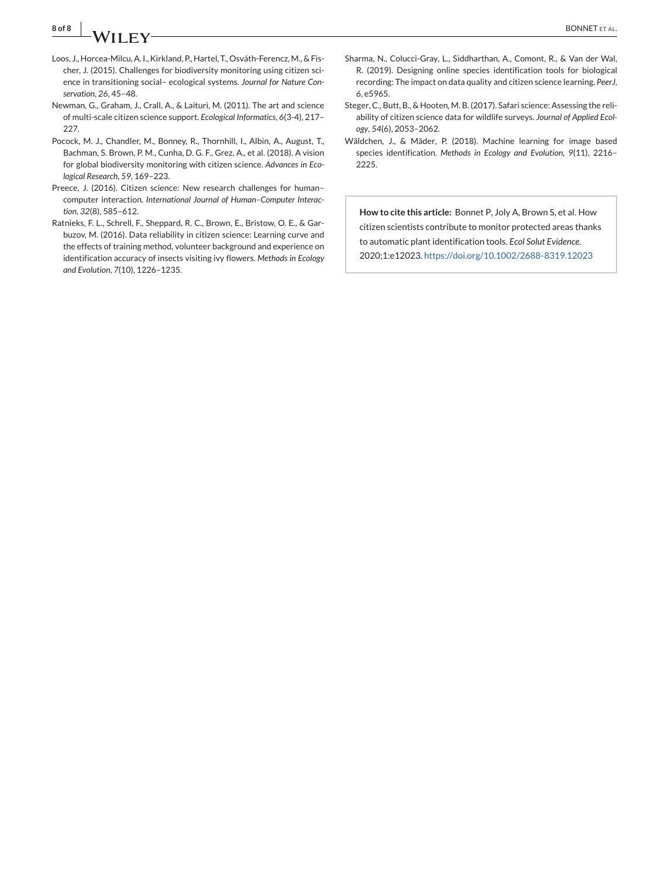Loos, J., Horcea-Milcu, A. I., Kirkland, P., Hartel, T., Osváth-Ferencz, M., & Fischer, J. (2015). Challenges for biodiversity monitoring using citizen science in transitioning social– ecological systems. *Journal for Nature Conservation*, *26*, 45–48.

Newman, G., Graham, J., Crall, A., & Laituri, M. (2011). The art and science of multi-scale citizen science support. *Ecological Informatics*, *6*(3-4), 217–227.

Pocock, M. J., Chandler, M., Bonney, R., Thornhill, I., Albin, A., August, T., Bachman, S. Brown, P. M., Cunha, D. G. F., Grez, A., et al. (2018). A vision for global biodiversity monitoring with citizen science. *Advances in Ecological Research*, *59*, 169–223.

Preece, J. (2016). Citizen science: New research challenges for human–computer interaction. *International Journal of Human–Computer Interaction*, *32*(8), 585–612.

Ratnieks, F. L., Schrell, F., Sheppard, R. C., Brown, E., Bristow, O. E., & Garbuzov, M. (2016). Data reliability in citizen science: Learning curve and the effects of training method, volunteer background and experience on identification accuracy of insects visiting ivy flowers. *Methods in Ecology and Evolution*, *7*(10), 1226–1235.

Sharma, N., Colucci-Gray, L., Siddharthan, A., Comont, R., & Van der Wal, R. (2019). Designing online species identification tools for biological recording: The impact on data quality and citizen science learning. *PeerJ*, *6*, e5965.

Steger, C., Butt, B., & Hooten, M. B. (2017). Safari science: Assessing the reliability of citizen science data for wildlife surveys. *Journal of Applied Ecology*, *54*(6), 2053–2062.

Wäldchen, J., & Mäder, P. (2018). Machine learning for image based species identification. *Methods in Ecology and Evolution*, *9*(11), 2216–2225.

**How to cite this article:** Bonnet P, Joly A, Brown S, et al. How citizen scientists contribute to monitor protected areas thanks to automatic plant identification tools. *Ecol Solut Evidence*. 2020;1:e12023. https://doi.org/10.1002/2688-8319.12023